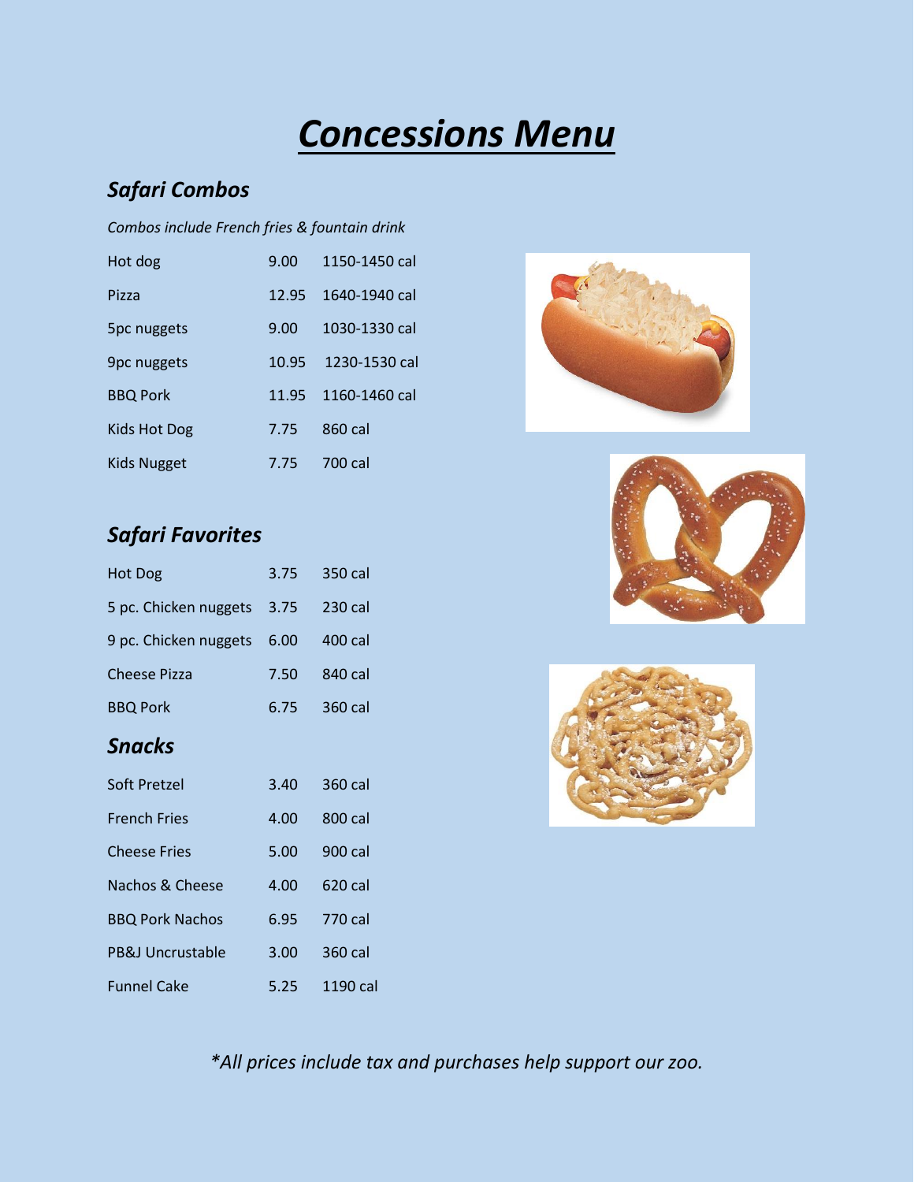# Concessions Menu

## Safari Combos

*Combos include French fries & fountain drink*

| | | |
|---|---|---|
| Hot dog | 9.00 | 1150-1450 cal |
| Pizza | 12.95 | 1640-1940 cal |
| 5pc nuggets | 9.00 | 1030-1330 cal |
| 9pc nuggets | 10.95 | 1230-1530 cal |
| BBQ Pork | 11.95 | 1160-1460 cal |
| Kids Hot Dog | 7.75 | 860 cal |
| Kids Nugget | 7.75 | 700 cal |

## Safari Favorites

| | | |
|---|---|---|
| Hot Dog | 3.75 | 350 cal |
| 5 pc. Chicken nuggets | 3.75 | 230 cal |
| 9 pc. Chicken nuggets | 6.00 | 400 cal |
| Cheese Pizza | 7.50 | 840 cal |
| BBQ Pork | 6.75 | 360 cal |

## Snacks

| | | |
|---|---|---|
| Soft Pretzel | 3.40 | 360 cal |
| French Fries | 4.00 | 800 cal |
| Cheese Fries | 5.00 | 900 cal |
| Nachos & Cheese | 4.00 | 620 cal |
| BBQ Pork Nachos | 6.95 | 770 cal |
| PB&J Uncrustable | 3.00 | 360 cal |
| Funnel Cake | 5.25 | 1190 cal |

*\*All prices include tax and purchases help support our zoo.*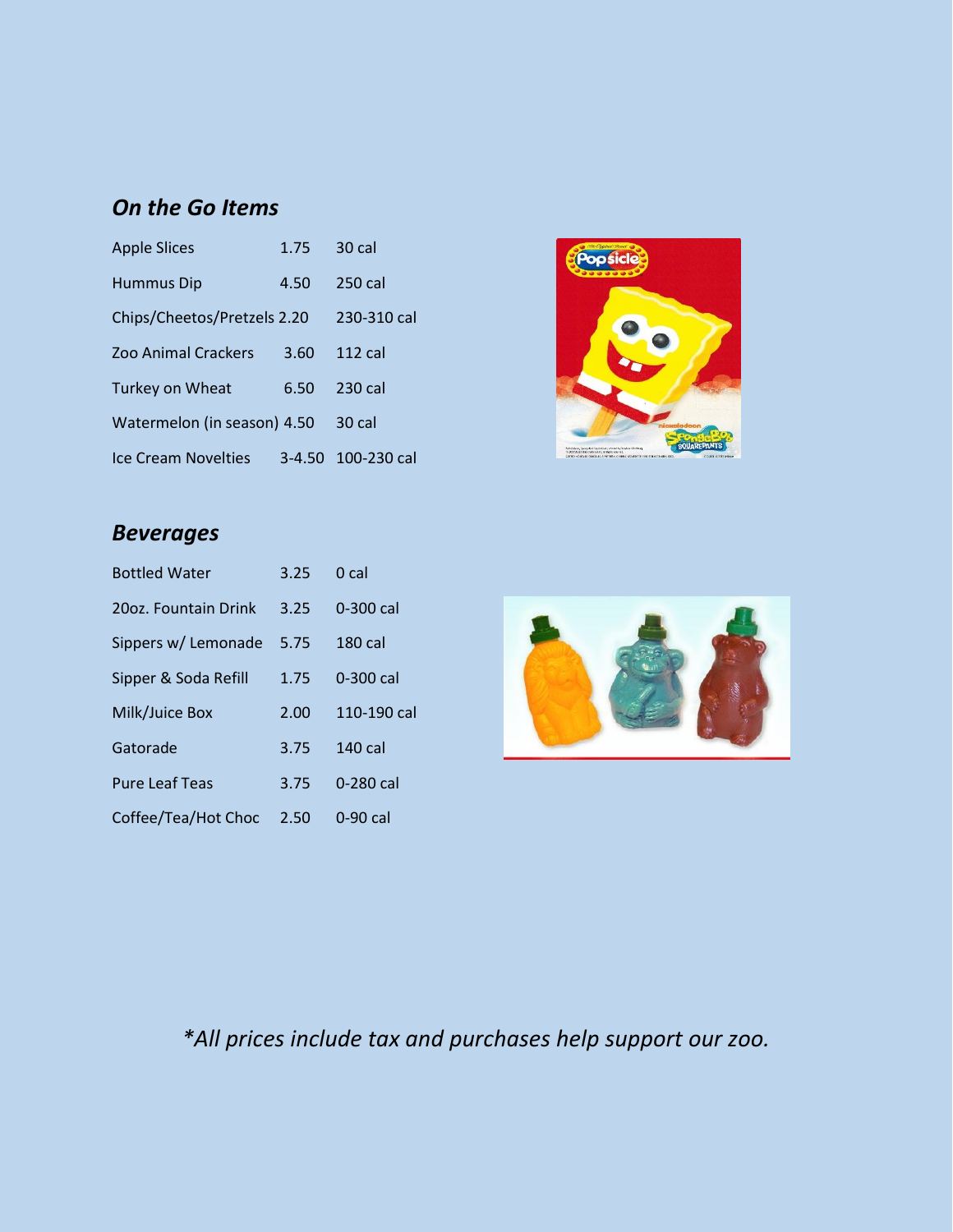## *On the Go Items*

| | | |
|---|---|---|
| Apple Slices | 1.75 | 30 cal |
| Hummus Dip | 4.50 | 250 cal |
| Chips/Cheetos/Pretzels | 2.20 | 230-310 cal |
| Zoo Animal Crackers | 3.60 | 112 cal |
| Turkey on Wheat | 6.50 | 230 cal |
| Watermelon (in season) | 4.50 | 30 cal |
| Ice Cream Novelties | 3-4.50 | 100-230 cal |

## *Beverages*

| | | |
|---|---|---|
| Bottled Water | 3.25 | 0 cal |
| 20oz. Fountain Drink | 3.25 | 0-300 cal |
| Sippers w/ Lemonade | 5.75 | 180 cal |
| Sipper & Soda Refill | 1.75 | 0-300 cal |
| Milk/Juice Box | 2.00 | 110-190 cal |
| Gatorade | 3.75 | 140 cal |
| Pure Leaf Teas | 3.75 | 0-280 cal |
| Coffee/Tea/Hot Choc | 2.50 | 0-90 cal |

*\*All prices include tax and purchases help support our zoo.*